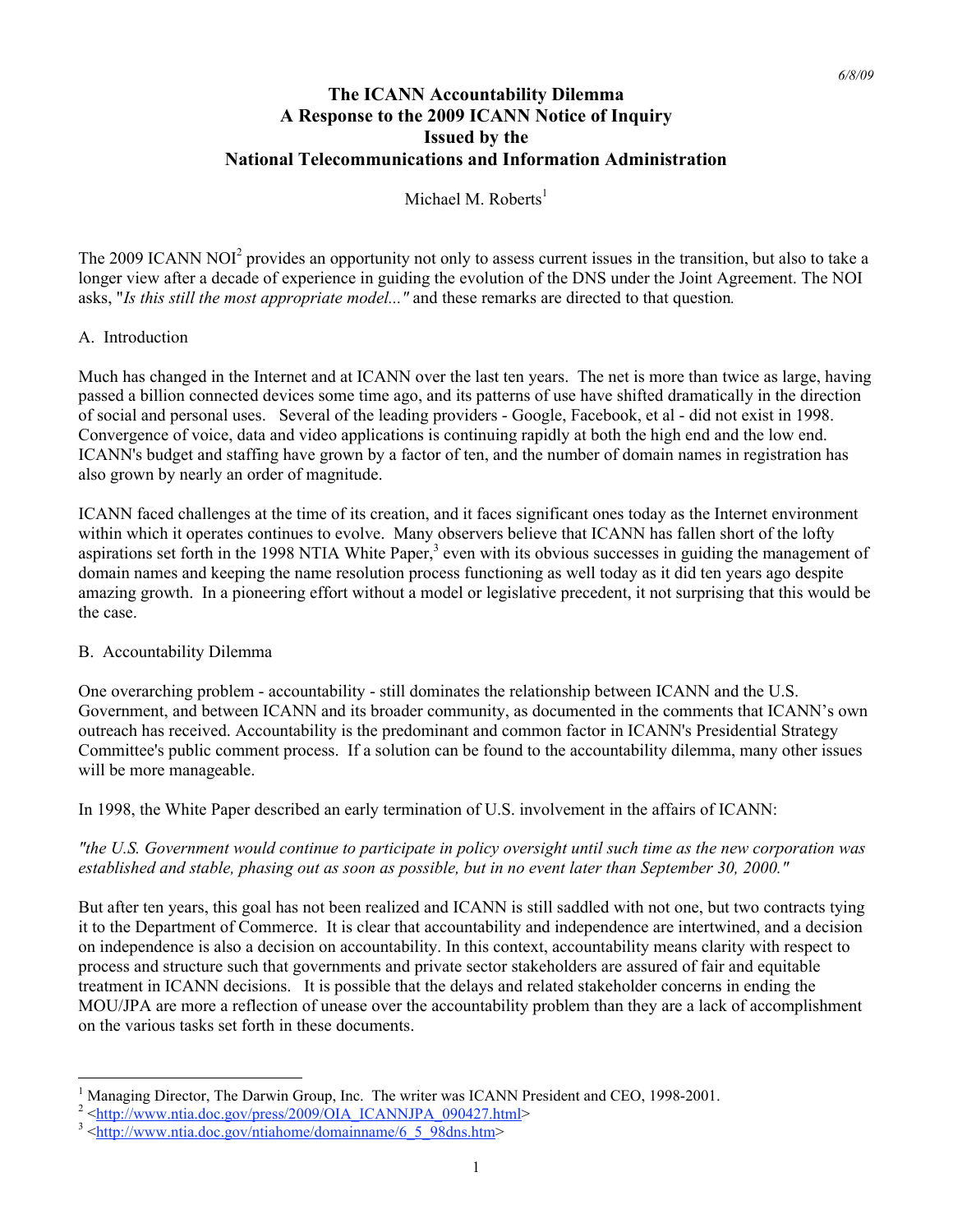6/8/09

# The ICANN Accountability Dilemma
# A Response to the 2009 ICANN Notice of Inquiry
# Issued by the
# National Telecommunications and Information Administration

Michael M. Roberts[1]

The 2009 ICANN NOI[2] provides an opportunity not only to assess current issues in the transition, but also to take a longer view after a decade of experience in guiding the evolution of the DNS under the Joint Agreement. The NOI asks, "*Is this still the most appropriate model...*" and these remarks are directed to that question*.*

## A. Introduction

Much has changed in the Internet and at ICANN over the last ten years. The net is more than twice as large, having passed a billion connected devices some time ago, and its patterns of use have shifted dramatically in the direction of social and personal uses. Several of the leading providers - Google, Facebook, et al - did not exist in 1998. Convergence of voice, data and video applications is continuing rapidly at both the high end and the low end. ICANN's budget and staffing have grown by a factor of ten, and the number of domain names in registration has also grown by nearly an order of magnitude.

ICANN faced challenges at the time of its creation, and it faces significant ones today as the Internet environment within which it operates continues to evolve. Many observers believe that ICANN has fallen short of the lofty aspirations set forth in the 1998 NTIA White Paper,[3] even with its obvious successes in guiding the management of domain names and keeping the name resolution process functioning as well today as it did ten years ago despite amazing growth. In a pioneering effort without a model or legislative precedent, it not surprising that this would be the case.

## B. Accountability Dilemma

One overarching problem - accountability - still dominates the relationship between ICANN and the U.S. Government, and between ICANN and its broader community, as documented in the comments that ICANN's own outreach has received. Accountability is the predominant and common factor in ICANN's Presidential Strategy Committee's public comment process. If a solution can be found to the accountability dilemma, many other issues will be more manageable.

In 1998, the White Paper described an early termination of U.S. involvement in the affairs of ICANN:

*"the U.S. Government would continue to participate in policy oversight until such time as the new corporation was established and stable, phasing out as soon as possible, but in no event later than September 30, 2000."*

But after ten years, this goal has not been realized and ICANN is still saddled with not one, but two contracts tying it to the Department of Commerce. It is clear that accountability and independence are intertwined, and a decision on independence is also a decision on accountability. In this context, accountability means clarity with respect to process and structure such that governments and private sector stakeholders are assured of fair and equitable treatment in ICANN decisions. It is possible that the delays and related stakeholder concerns in ending the MOU/JPA are more a reflection of unease over the accountability problem than they are a lack of accomplishment on the various tasks set forth in these documents.

---

[1] Managing Director, The Darwin Group, Inc. The writer was ICANN President and CEO, 1998-2001.

[2] <http://www.ntia.doc.gov/press/2009/OIA_ICANNJPA_090427.html>

[3] <http://www.ntia.doc.gov/ntiahome/domainname/6_5_98dns.htm>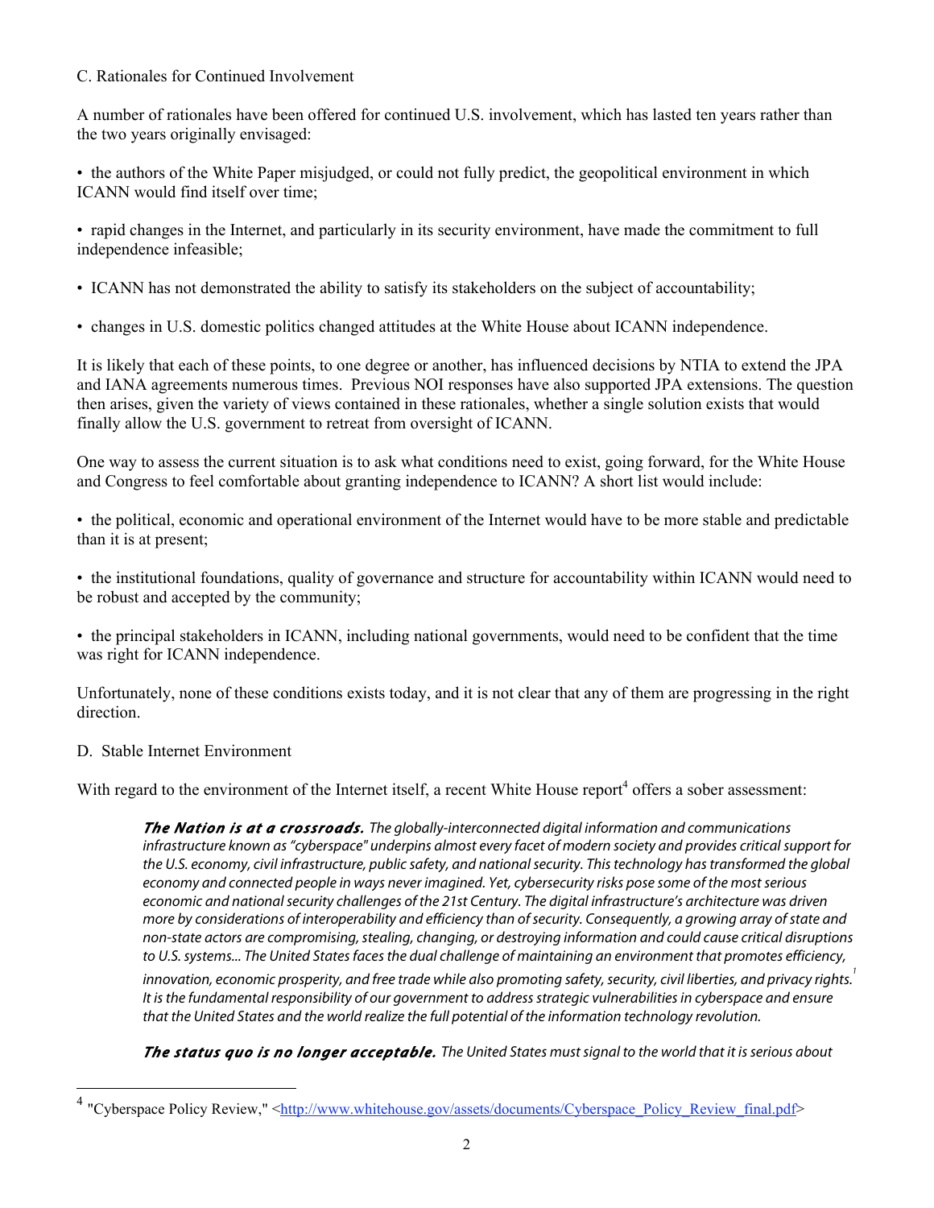C. Rationales for Continued Involvement

A number of rationales have been offered for continued U.S. involvement, which has lasted ten years rather than the two years originally envisaged:

- the authors of the White Paper misjudged, or could not fully predict, the geopolitical environment in which ICANN would find itself over time;

- rapid changes in the Internet, and particularly in its security environment, have made the commitment to full independence infeasible;

- ICANN has not demonstrated the ability to satisfy its stakeholders on the subject of accountability;

- changes in U.S. domestic politics changed attitudes at the White House about ICANN independence.

It is likely that each of these points, to one degree or another, has influenced decisions by NTIA to extend the JPA and IANA agreements numerous times. Previous NOI responses have also supported JPA extensions. The question then arises, given the variety of views contained in these rationales, whether a single solution exists that would finally allow the U.S. government to retreat from oversight of ICANN.

One way to assess the current situation is to ask what conditions need to exist, going forward, for the White House and Congress to feel comfortable about granting independence to ICANN? A short list would include:

- the political, economic and operational environment of the Internet would have to be more stable and predictable than it is at present;

- the institutional foundations, quality of governance and structure for accountability within ICANN would need to be robust and accepted by the community;

- the principal stakeholders in ICANN, including national governments, would need to be confident that the time was right for ICANN independence.

Unfortunately, none of these conditions exists today, and it is not clear that any of them are progressing in the right direction.

D. Stable Internet Environment

With regard to the environment of the Internet itself, a recent White House report[4] offers a sober assessment:

> ***The Nation is at a crossroads.*** *The globally-interconnected digital information and communications infrastructure known as "cyberspace" underpins almost every facet of modern society and provides critical support for the U.S. economy, civil infrastructure, public safety, and national security. This technology has transformed the global economy and connected people in ways never imagined. Yet, cybersecurity risks pose some of the most serious economic and national security challenges of the 21st Century. The digital infrastructure's architecture was driven more by considerations of interoperability and efficiency than of security. Consequently, a growing array of state and non-state actors are compromising, stealing, changing, or destroying information and could cause critical disruptions to U.S. systems... The United States faces the dual challenge of maintaining an environment that promotes efficiency, innovation, economic prosperity, and free trade while also promoting safety, security, civil liberties, and privacy rights.*[1] *It is the fundamental responsibility of our government to address strategic vulnerabilities in cyberspace and ensure that the United States and the world realize the full potential of the information technology revolution.*
>
> ***The status quo is no longer acceptable.*** *The United States must signal to the world that it is serious about*

[4] "Cyberspace Policy Review," <http://www.whitehouse.gov/assets/documents/Cyberspace_Policy_Review_final.pdf>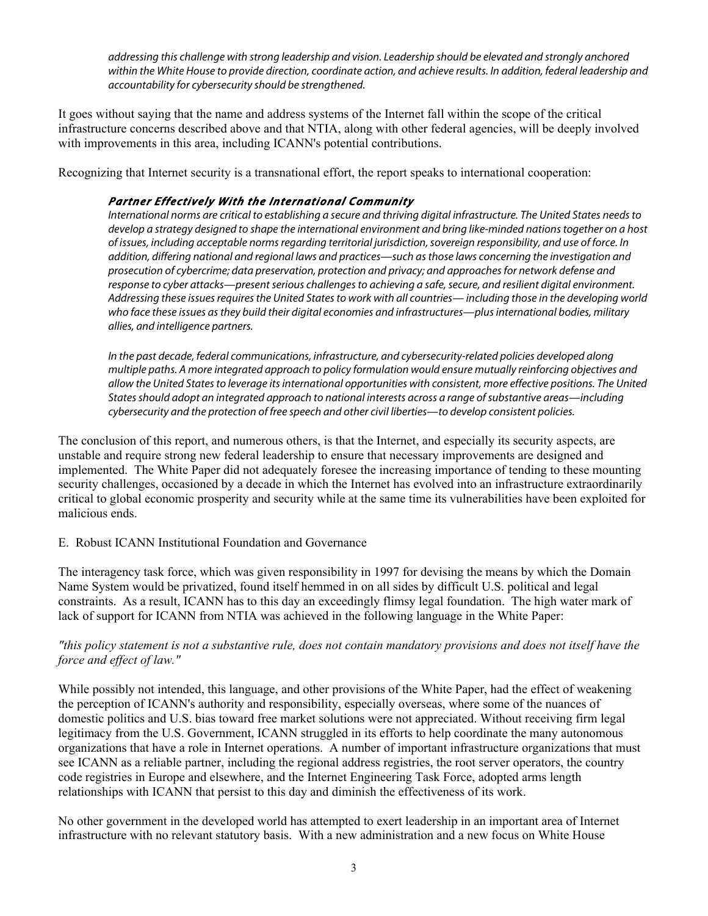*addressing this challenge with strong leadership and vision. Leadership should be elevated and strongly anchored within the White House to provide direction, coordinate action, and achieve results. In addition, federal leadership and accountability for cybersecurity should be strengthened.*

It goes without saying that the name and address systems of the Internet fall within the scope of the critical infrastructure concerns described above and that NTIA, along with other federal agencies, will be deeply involved with improvements in this area, including ICANN's potential contributions.

Recognizing that Internet security is a transnational effort, the report speaks to international cooperation:

> ***Partner Effectively With the International Community***
>
> *International norms are critical to establishing a secure and thriving digital infrastructure. The United States needs to develop a strategy designed to shape the international environment and bring like-minded nations together on a host of issues, including acceptable norms regarding territorial jurisdiction, sovereign responsibility, and use of force. In addition, differing national and regional laws and practices—such as those laws concerning the investigation and prosecution of cybercrime; data preservation, protection and privacy; and approaches for network defense and response to cyber attacks—present serious challenges to achieving a safe, secure, and resilient digital environment. Addressing these issues requires the United States to work with all countries— including those in the developing world who face these issues as they build their digital economies and infrastructures—plus international bodies, military allies, and intelligence partners.*
>
> *In the past decade, federal communications, infrastructure, and cybersecurity-related policies developed along multiple paths. A more integrated approach to policy formulation would ensure mutually reinforcing objectives and allow the United States to leverage its international opportunities with consistent, more effective positions. The United States should adopt an integrated approach to national interests across a range of substantive areas—including cybersecurity and the protection of free speech and other civil liberties—to develop consistent policies.*

The conclusion of this report, and numerous others, is that the Internet, and especially its security aspects, are unstable and require strong new federal leadership to ensure that necessary improvements are designed and implemented. The White Paper did not adequately foresee the increasing importance of tending to these mounting security challenges, occasioned by a decade in which the Internet has evolved into an infrastructure extraordinarily critical to global economic prosperity and security while at the same time its vulnerabilities have been exploited for malicious ends.

E. Robust ICANN Institutional Foundation and Governance

The interagency task force, which was given responsibility in 1997 for devising the means by which the Domain Name System would be privatized, found itself hemmed in on all sides by difficult U.S. political and legal constraints. As a result, ICANN has to this day an exceedingly flimsy legal foundation. The high water mark of lack of support for ICANN from NTIA was achieved in the following language in the White Paper:

*"this policy statement is not a substantive rule, does not contain mandatory provisions and does not itself have the force and effect of law."*

While possibly not intended, this language, and other provisions of the White Paper, had the effect of weakening the perception of ICANN's authority and responsibility, especially overseas, where some of the nuances of domestic politics and U.S. bias toward free market solutions were not appreciated. Without receiving firm legal legitimacy from the U.S. Government, ICANN struggled in its efforts to help coordinate the many autonomous organizations that have a role in Internet operations. A number of important infrastructure organizations that must see ICANN as a reliable partner, including the regional address registries, the root server operators, the country code registries in Europe and elsewhere, and the Internet Engineering Task Force, adopted arms length relationships with ICANN that persist to this day and diminish the effectiveness of its work.

No other government in the developed world has attempted to exert leadership in an important area of Internet infrastructure with no relevant statutory basis. With a new administration and a new focus on White House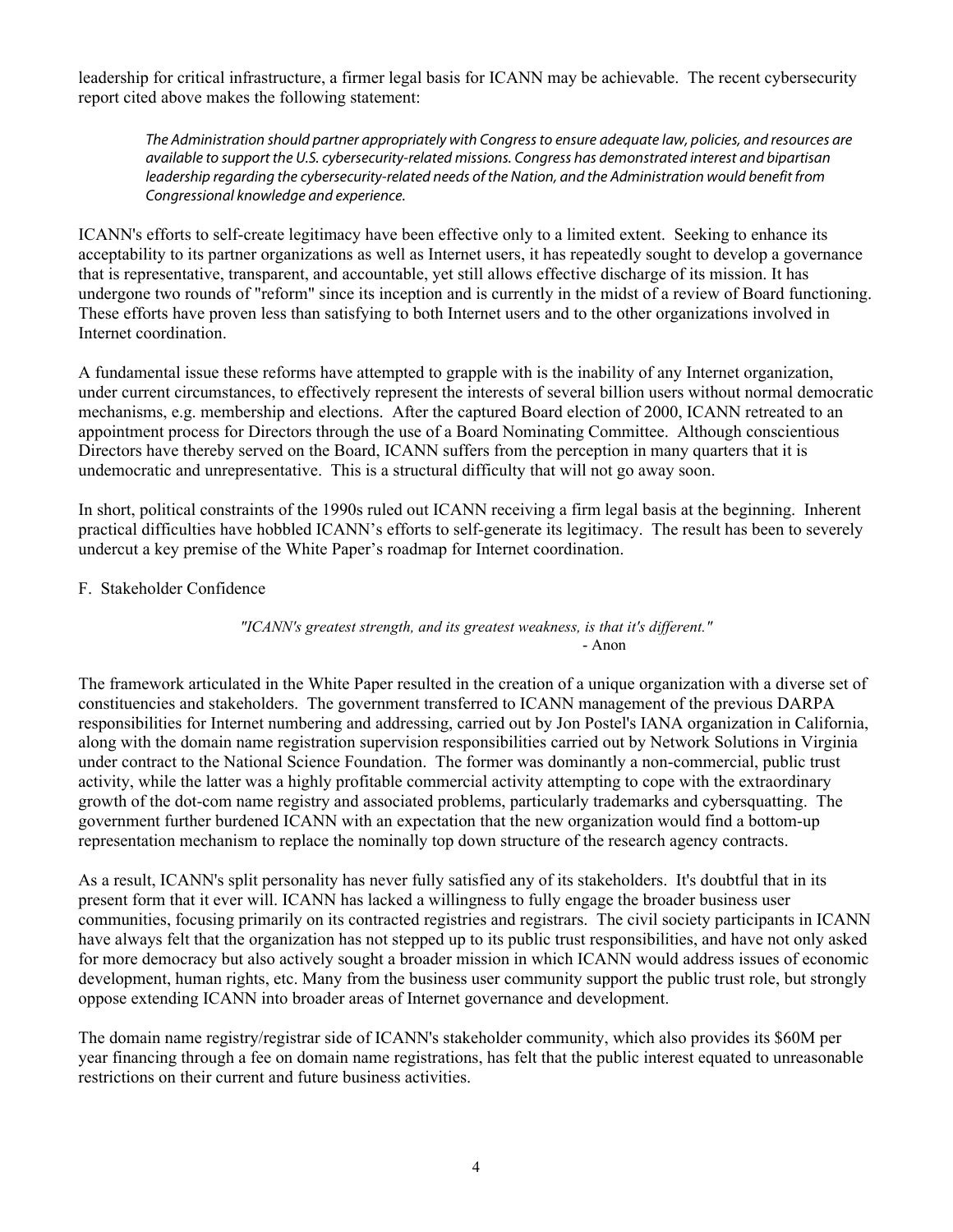leadership for critical infrastructure, a firmer legal basis for ICANN may be achievable. The recent cybersecurity report cited above makes the following statement:

> *The Administration should partner appropriately with Congress to ensure adequate law, policies, and resources are available to support the U.S. cybersecurity-related missions. Congress has demonstrated interest and bipartisan leadership regarding the cybersecurity-related needs of the Nation, and the Administration would benefit from Congressional knowledge and experience.*

ICANN's efforts to self-create legitimacy have been effective only to a limited extent. Seeking to enhance its acceptability to its partner organizations as well as Internet users, it has repeatedly sought to develop a governance that is representative, transparent, and accountable, yet still allows effective discharge of its mission. It has undergone two rounds of "reform" since its inception and is currently in the midst of a review of Board functioning. These efforts have proven less than satisfying to both Internet users and to the other organizations involved in Internet coordination.

A fundamental issue these reforms have attempted to grapple with is the inability of any Internet organization, under current circumstances, to effectively represent the interests of several billion users without normal democratic mechanisms, e.g. membership and elections. After the captured Board election of 2000, ICANN retreated to an appointment process for Directors through the use of a Board Nominating Committee. Although conscientious Directors have thereby served on the Board, ICANN suffers from the perception in many quarters that it is undemocratic and unrepresentative. This is a structural difficulty that will not go away soon.

In short, political constraints of the 1990s ruled out ICANN receiving a firm legal basis at the beginning. Inherent practical difficulties have hobbled ICANN's efforts to self-generate its legitimacy. The result has been to severely undercut a key premise of the White Paper's roadmap for Internet coordination.

## F. Stakeholder Confidence

> *"ICANN's greatest strength, and its greatest weakness, is that it's different."*
> \- Anon

The framework articulated in the White Paper resulted in the creation of a unique organization with a diverse set of constituencies and stakeholders. The government transferred to ICANN management of the previous DARPA responsibilities for Internet numbering and addressing, carried out by Jon Postel's IANA organization in California, along with the domain name registration supervision responsibilities carried out by Network Solutions in Virginia under contract to the National Science Foundation. The former was dominantly a non-commercial, public trust activity, while the latter was a highly profitable commercial activity attempting to cope with the extraordinary growth of the dot-com name registry and associated problems, particularly trademarks and cybersquatting. The government further burdened ICANN with an expectation that the new organization would find a bottom-up representation mechanism to replace the nominally top down structure of the research agency contracts.

As a result, ICANN's split personality has never fully satisfied any of its stakeholders. It's doubtful that in its present form that it ever will. ICANN has lacked a willingness to fully engage the broader business user communities, focusing primarily on its contracted registries and registrars. The civil society participants in ICANN have always felt that the organization has not stepped up to its public trust responsibilities, and have not only asked for more democracy but also actively sought a broader mission in which ICANN would address issues of economic development, human rights, etc. Many from the business user community support the public trust role, but strongly oppose extending ICANN into broader areas of Internet governance and development.

The domain name registry/registrar side of ICANN's stakeholder community, which also provides its $60M per year financing through a fee on domain name registrations, has felt that the public interest equated to unreasonable restrictions on their current and future business activities.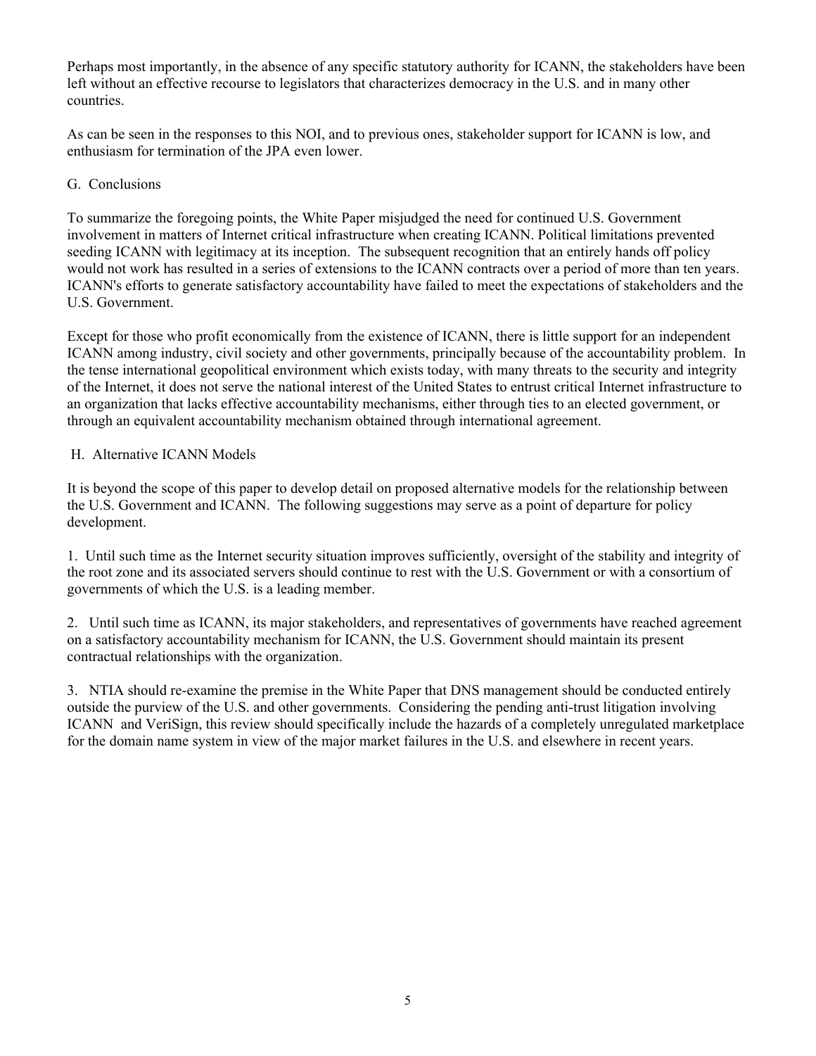Perhaps most importantly, in the absence of any specific statutory authority for ICANN, the stakeholders have been left without an effective recourse to legislators that characterizes democracy in the U.S. and in many other countries.

As can be seen in the responses to this NOI, and to previous ones, stakeholder support for ICANN is low, and enthusiasm for termination of the JPA even lower.

## G. Conclusions

To summarize the foregoing points, the White Paper misjudged the need for continued U.S. Government involvement in matters of Internet critical infrastructure when creating ICANN. Political limitations prevented seeding ICANN with legitimacy at its inception. The subsequent recognition that an entirely hands off policy would not work has resulted in a series of extensions to the ICANN contracts over a period of more than ten years. ICANN's efforts to generate satisfactory accountability have failed to meet the expectations of stakeholders and the U.S. Government.

Except for those who profit economically from the existence of ICANN, there is little support for an independent ICANN among industry, civil society and other governments, principally because of the accountability problem. In the tense international geopolitical environment which exists today, with many threats to the security and integrity of the Internet, it does not serve the national interest of the United States to entrust critical Internet infrastructure to an organization that lacks effective accountability mechanisms, either through ties to an elected government, or through an equivalent accountability mechanism obtained through international agreement.

## H. Alternative ICANN Models

It is beyond the scope of this paper to develop detail on proposed alternative models for the relationship between the U.S. Government and ICANN. The following suggestions may serve as a point of departure for policy development.

1. Until such time as the Internet security situation improves sufficiently, oversight of the stability and integrity of the root zone and its associated servers should continue to rest with the U.S. Government or with a consortium of governments of which the U.S. is a leading member.

2. Until such time as ICANN, its major stakeholders, and representatives of governments have reached agreement on a satisfactory accountability mechanism for ICANN, the U.S. Government should maintain its present contractual relationships with the organization.

3. NTIA should re-examine the premise in the White Paper that DNS management should be conducted entirely outside the purview of the U.S. and other governments. Considering the pending anti-trust litigation involving ICANN and VeriSign, this review should specifically include the hazards of a completely unregulated marketplace for the domain name system in view of the major market failures in the U.S. and elsewhere in recent years.